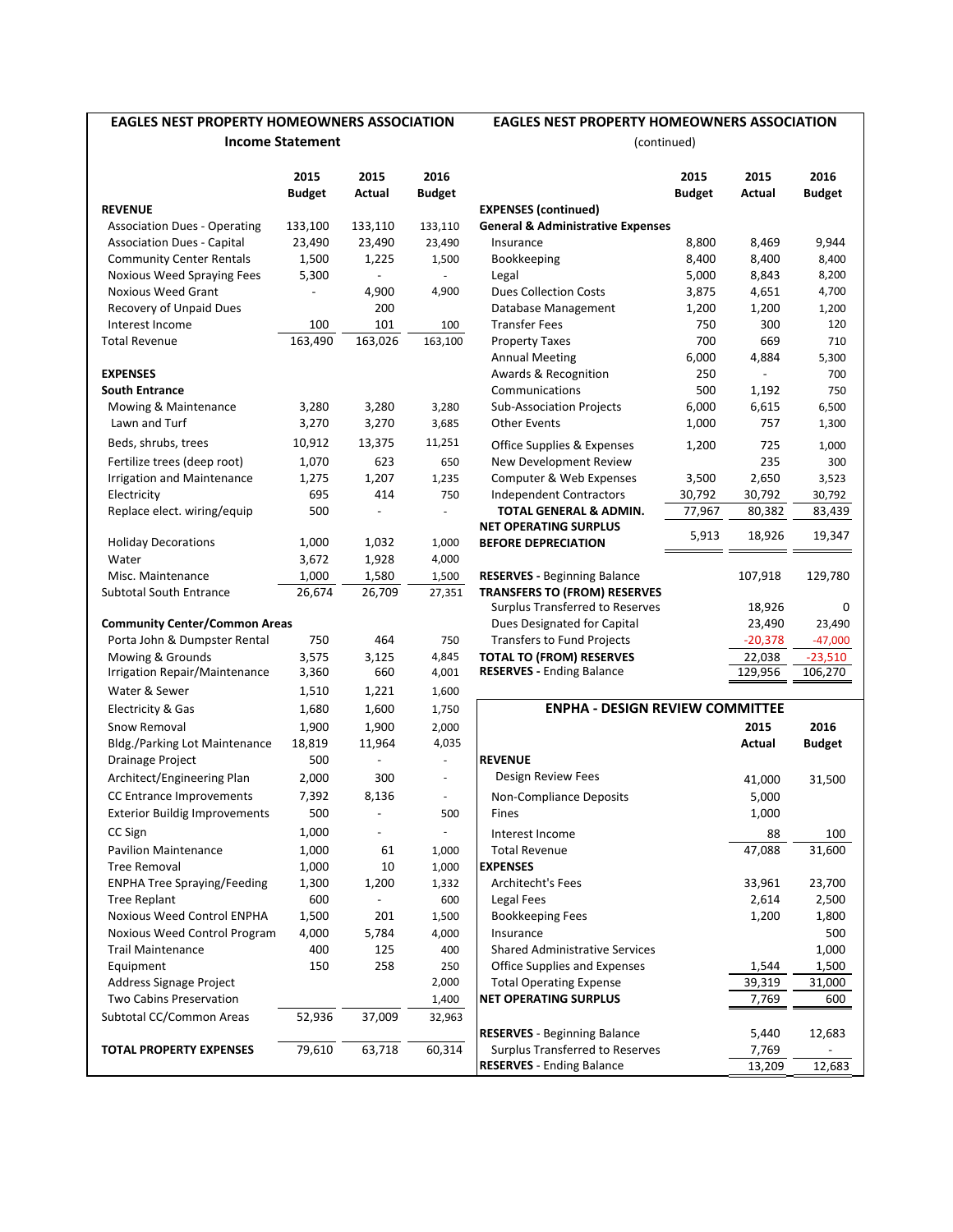## EAGLES NEST PROPERTY HOMEOWNERS ASSOCIATION

### Income Statement

| | 2015 Budget | 2015 Actual | 2016 Budget |
|---|---|---|---|
| **REVENUE** | | | |
| Association Dues - Operating | 133,100 | 133,110 | 133,110 |
| Association Dues - Capital | 23,490 | 23,490 | 23,490 |
| Community Center Rentals | 1,500 | 1,225 | 1,500 |
| Noxious Weed Spraying Fees | 5,300 | - | - |
| Noxious Weed Grant | - | 4,900 | 4,900 |
| Recovery of Unpaid Dues | | 200 | |
| Interest Income | 100 | 101 | 100 |
| Total Revenue | 163,490 | 163,026 | 163,100 |
| **EXPENSES** | | | |
| **South Entrance** | | | |
| Mowing & Maintenance | 3,280 | 3,280 | 3,280 |
| Lawn and Turf | 3,270 | 3,270 | 3,685 |
| Beds, shrubs, trees | 10,912 | 13,375 | 11,251 |
| Fertilize trees (deep root) | 1,070 | 623 | 650 |
| Irrigation and Maintenance | 1,275 | 1,207 | 1,235 |
| Electricity | 695 | 414 | 750 |
| Replace elect. wiring/equip | 500 | - | - |
| Holiday Decorations | 1,000 | 1,032 | 1,000 |
| Water | 3,672 | 1,928 | 4,000 |
| Misc. Maintenance | 1,000 | 1,580 | 1,500 |
| Subtotal South Entrance | 26,674 | 26,709 | 27,351 |
| **Community Center/Common Areas** | | | |
| Porta John & Dumpster Rental | 750 | 464 | 750 |
| Mowing & Grounds | 3,575 | 3,125 | 4,845 |
| Irrigation Repair/Maintenance | 3,360 | 660 | 4,001 |
| Water & Sewer | 1,510 | 1,221 | 1,600 |
| Electricity & Gas | 1,680 | 1,600 | 1,750 |
| Snow Removal | 1,900 | 1,900 | 2,000 |
| Bldg./Parking Lot Maintenance | 18,819 | 11,964 | 4,035 |
| Drainage Project | 500 | - | - |
| Architect/Engineering Plan | 2,000 | 300 | - |
| CC Entrance Improvements | 7,392 | 8,136 | - |
| Exterior Buildig Improvements | 500 | - | 500 |
| CC Sign | 1,000 | - | - |
| Pavilion Maintenance | 1,000 | 61 | 1,000 |
| Tree Removal | 1,000 | 10 | 1,000 |
| ENPHA Tree Spraying/Feeding | 1,300 | 1,200 | 1,332 |
| Tree Replant | 600 | - | 600 |
| Noxious Weed Control ENPHA | 1,500 | 201 | 1,500 |
| Noxious Weed Control Program | 4,000 | 5,784 | 4,000 |
| Trail Maintenance | 400 | 125 | 400 |
| Equipment | 150 | 258 | 250 |
| Address Signage Project | | | 2,000 |
| Two Cabins Preservation | | | 1,400 |
| Subtotal CC/Common Areas | 52,936 | 37,009 | 32,963 |
| **TOTAL PROPERTY EXPENSES** | 79,610 | 63,718 | 60,314 |

## EAGLES NEST PROPERTY HOMEOWNERS ASSOCIATION

(continued)

| | 2015 Budget | 2015 Actual | 2016 Budget |
|---|---|---|---|
| **EXPENSES (continued)** | | | |
| **General & Administrative Expenses** | | | |
| Insurance | 8,800 | 8,469 | 9,944 |
| Bookkeeping | 8,400 | 8,400 | 8,400 |
| Legal | 5,000 | 8,843 | 8,200 |
| Dues Collection Costs | 3,875 | 4,651 | 4,700 |
| Database Management | 1,200 | 1,200 | 1,200 |
| Transfer Fees | 750 | 300 | 120 |
| Property Taxes | 700 | 669 | 710 |
| Annual Meeting | 6,000 | 4,884 | 5,300 |
| Awards & Recognition | 250 | - | 700 |
| Communications | 500 | 1,192 | 750 |
| Sub-Association Projects | 6,000 | 6,615 | 6,500 |
| Other Events | 1,000 | 757 | 1,300 |
| Office Supplies & Expenses | 1,200 | 725 | 1,000 |
| New Development Review | | 235 | 300 |
| Computer & Web Expenses | 3,500 | 2,650 | 3,523 |
| Independent Contractors | 30,792 | 30,792 | 30,792 |
| **TOTAL GENERAL & ADMIN.** | 77,967 | 80,382 | 83,439 |
| **NET OPERATING SURPLUS BEFORE DEPRECIATION** | 5,913 | 18,926 | 19,347 |
| **RESERVES -** Beginning Balance | | 107,918 | 129,780 |
| **TRANSFERS TO (FROM) RESERVES** | | | |
| Surplus Transferred to Reserves | | 18,926 | 0 |
| Dues Designated for Capital | | 23,490 | 23,490 |
| Transfers to Fund Projects | | -20,378 | -47,000 |
| **TOTAL TO (FROM) RESERVES** | | 22,038 | -23,510 |
| **RESERVES -** Ending Balance | | 129,956 | 106,270 |

### ENPHA - DESIGN REVIEW COMMITTEE

| | 2015 Actual | 2016 Budget |
|---|---|---|
| **REVENUE** | | |
| Design Review Fees | 41,000 | 31,500 |
| Non-Compliance Deposits | 5,000 | |
| Fines | 1,000 | |
| Interest Income | 88 | 100 |
| Total Revenue | 47,088 | 31,600 |
| **EXPENSES** | | |
| Architecht's Fees | 33,961 | 23,700 |
| Legal Fees | 2,614 | 2,500 |
| Bookkeeping Fees | 1,200 | 1,800 |
| Insurance | | 500 |
| Shared Administrative Services | | 1,000 |
| Office Supplies and Expenses | 1,544 | 1,500 |
| Total Operating Expense | 39,319 | 31,000 |
| **NET OPERATING SURPLUS** | 7,769 | 600 |
| **RESERVES** - Beginning Balance | 5,440 | 12,683 |
| Surplus Transferred to Reserves | 7,769 | - |
| **RESERVES** - Ending Balance | 13,209 | 12,683 |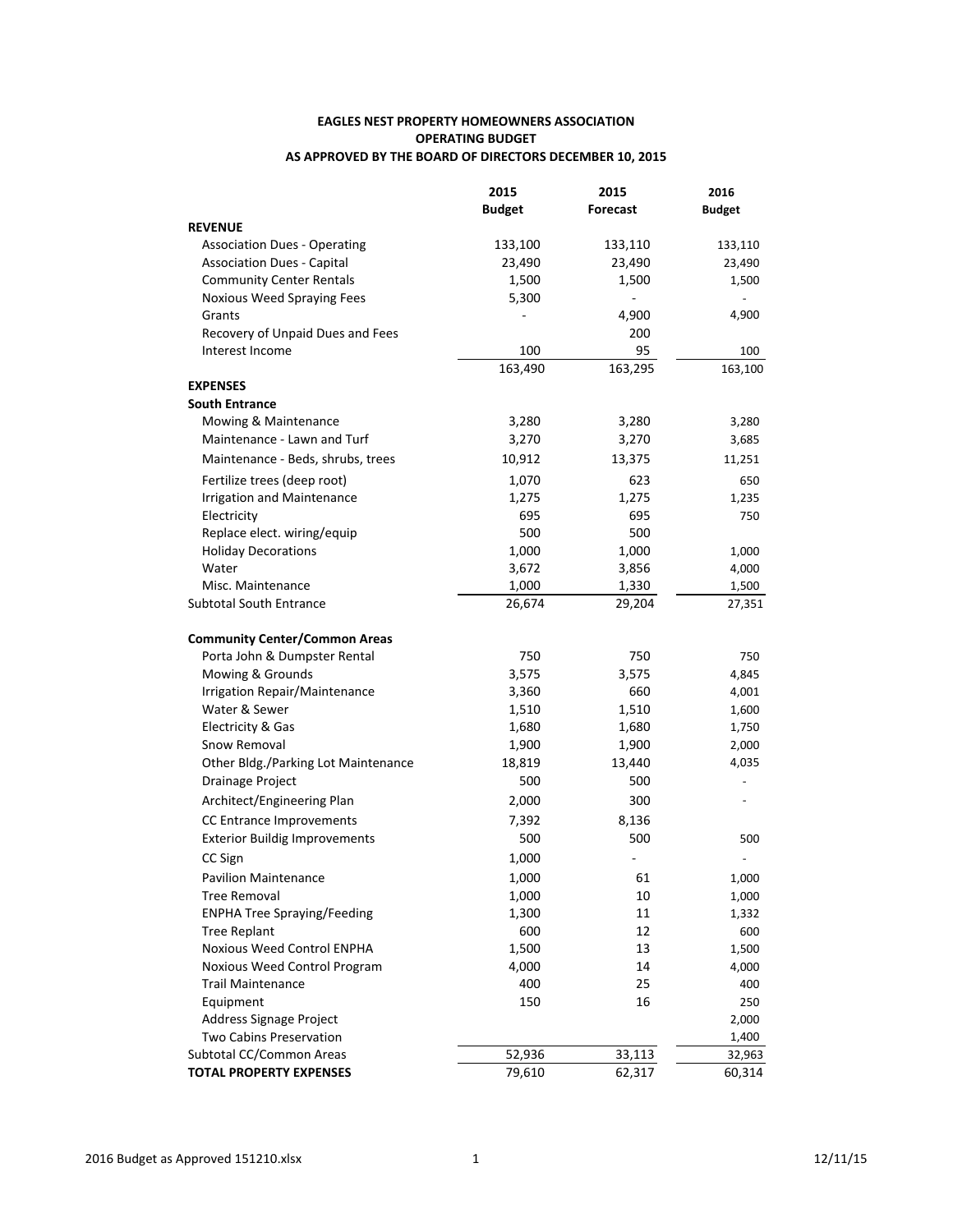**EAGLES NEST PROPERTY HOMEOWNERS ASSOCIATION**
**OPERATING BUDGET**
**AS APPROVED BY THE BOARD OF DIRECTORS DECEMBER 10, 2015**

| | 2015 Budget | 2015 Forecast | 2016 Budget |
|---|---|---|---|
| **REVENUE** | | | |
| Association Dues - Operating | 133,100 | 133,110 | 133,110 |
| Association Dues - Capital | 23,490 | 23,490 | 23,490 |
| Community Center Rentals | 1,500 | 1,500 | 1,500 |
| Noxious Weed Spraying Fees | 5,300 | - | - |
| Grants | - | 4,900 | 4,900 |
| Recovery of Unpaid Dues and Fees | | 200 | |
| Interest Income | 100 | 95 | 100 |
| | 163,490 | 163,295 | 163,100 |
| **EXPENSES** | | | |
| **South Entrance** | | | |
| Mowing & Maintenance | 3,280 | 3,280 | 3,280 |
| Maintenance - Lawn and Turf | 3,270 | 3,270 | 3,685 |
| Maintenance - Beds, shrubs, trees | 10,912 | 13,375 | 11,251 |
| Fertilize trees (deep root) | 1,070 | 623 | 650 |
| Irrigation and Maintenance | 1,275 | 1,275 | 1,235 |
| Electricity | 695 | 695 | 750 |
| Replace elect. wiring/equip | 500 | 500 | |
| Holiday Decorations | 1,000 | 1,000 | 1,000 |
| Water | 3,672 | 3,856 | 4,000 |
| Misc. Maintenance | 1,000 | 1,330 | 1,500 |
| Subtotal South Entrance | 26,674 | 29,204 | 27,351 |
| **Community Center/Common Areas** | | | |
| Porta John & Dumpster Rental | 750 | 750 | 750 |
| Mowing & Grounds | 3,575 | 3,575 | 4,845 |
| Irrigation Repair/Maintenance | 3,360 | 660 | 4,001 |
| Water & Sewer | 1,510 | 1,510 | 1,600 |
| Electricity & Gas | 1,680 | 1,680 | 1,750 |
| Snow Removal | 1,900 | 1,900 | 2,000 |
| Other Bldg./Parking Lot Maintenance | 18,819 | 13,440 | 4,035 |
| Drainage Project | 500 | 500 | - |
| Architect/Engineering Plan | 2,000 | 300 | - |
| CC Entrance Improvements | 7,392 | 8,136 | |
| Exterior Buildig Improvements | 500 | 500 | 500 |
| CC Sign | 1,000 | - | - |
| Pavilion Maintenance | 1,000 | 61 | 1,000 |
| Tree Removal | 1,000 | 10 | 1,000 |
| ENPHA Tree Spraying/Feeding | 1,300 | 11 | 1,332 |
| Tree Replant | 600 | 12 | 600 |
| Noxious Weed Control ENPHA | 1,500 | 13 | 1,500 |
| Noxious Weed Control Program | 4,000 | 14 | 4,000 |
| Trail Maintenance | 400 | 25 | 400 |
| Equipment | 150 | 16 | 250 |
| Address Signage Project | | | 2,000 |
| Two Cabins Preservation | | | 1,400 |
| Subtotal CC/Common Areas | 52,936 | 33,113 | 32,963 |
| **TOTAL PROPERTY EXPENSES** | 79,610 | 62,317 | 60,314 |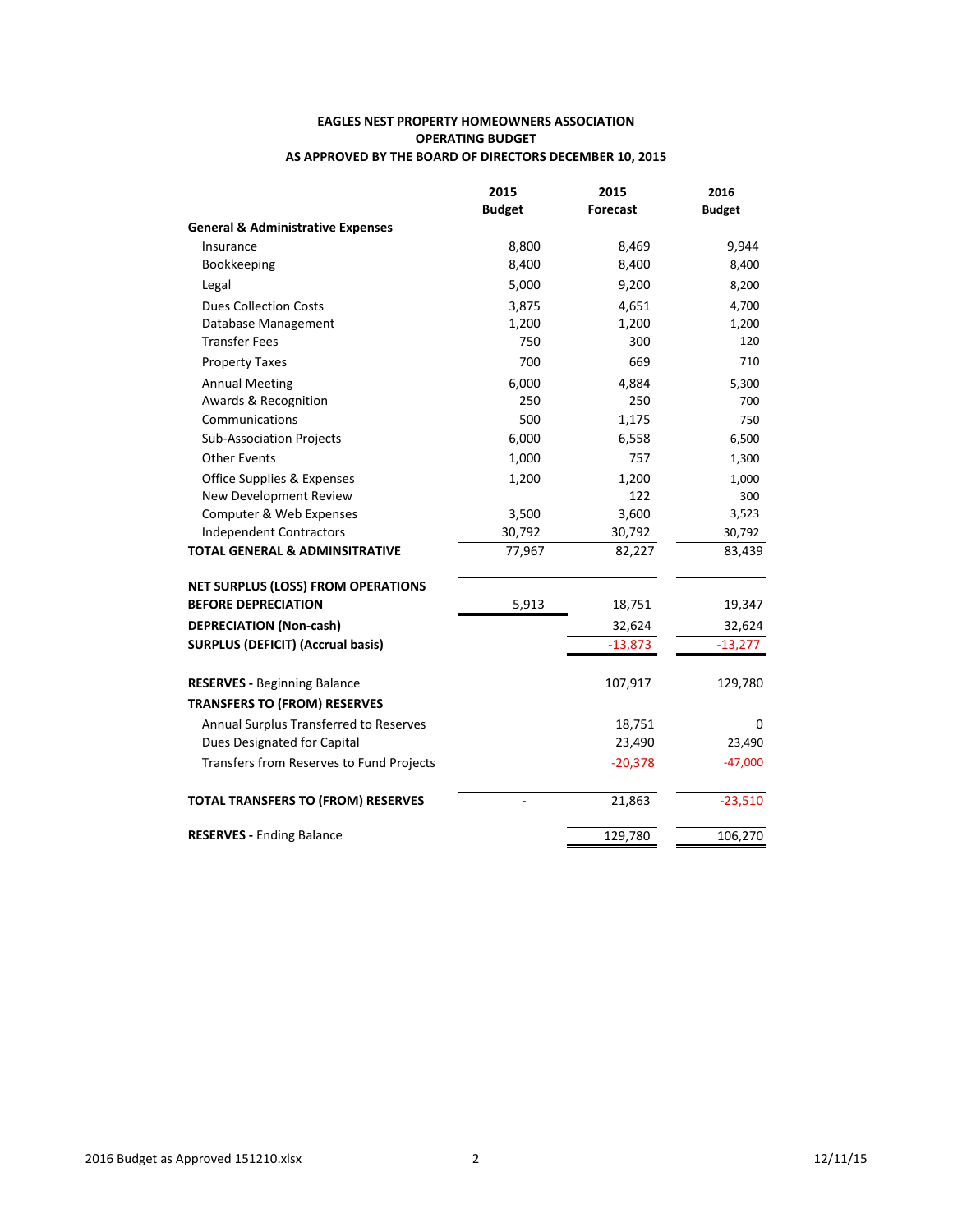**EAGLES NEST PROPERTY HOMEOWNERS ASSOCIATION**
**OPERATING BUDGET**
**AS APPROVED BY THE BOARD OF DIRECTORS DECEMBER 10, 2015**

| | 2015 Budget | 2015 Forecast | 2016 Budget |
|---|---|---|---|
| **General & Administrative Expenses** | | | |
| Insurance | 8,800 | 8,469 | 9,944 |
| Bookkeeping | 8,400 | 8,400 | 8,400 |
| Legal | 5,000 | 9,200 | 8,200 |
| Dues Collection Costs | 3,875 | 4,651 | 4,700 |
| Database Management | 1,200 | 1,200 | 1,200 |
| Transfer Fees | 750 | 300 | 120 |
| Property Taxes | 700 | 669 | 710 |
| Annual Meeting | 6,000 | 4,884 | 5,300 |
| Awards & Recognition | 250 | 250 | 700 |
| Communications | 500 | 1,175 | 750 |
| Sub-Association Projects | 6,000 | 6,558 | 6,500 |
| Other Events | 1,000 | 757 | 1,300 |
| Office Supplies & Expenses | 1,200 | 1,200 | 1,000 |
| New Development Review | | 122 | 300 |
| Computer & Web Expenses | 3,500 | 3,600 | 3,523 |
| Independent Contractors | 30,792 | 30,792 | 30,792 |
| **TOTAL GENERAL & ADMINSITRATIVE** | 77,967 | 82,227 | 83,439 |
| **NET SURPLUS (LOSS) FROM OPERATIONS BEFORE DEPRECIATION** | 5,913 | 18,751 | 19,347 |
| **DEPRECIATION (Non-cash)** | | 32,624 | 32,624 |
| **SURPLUS (DEFICIT) (Accrual basis)** | | -13,873 | -13,277 |
| **RESERVES -** Beginning Balance | | 107,917 | 129,780 |
| **TRANSFERS TO (FROM) RESERVES** | | | |
| Annual Surplus Transferred to Reserves | | 18,751 | 0 |
| Dues Designated for Capital | | 23,490 | 23,490 |
| Transfers from Reserves to Fund Projects | | -20,378 | -47,000 |
| **TOTAL TRANSFERS TO (FROM) RESERVES** | - | 21,863 | -23,510 |
| **RESERVES -** Ending Balance | | 129,780 | 106,270 |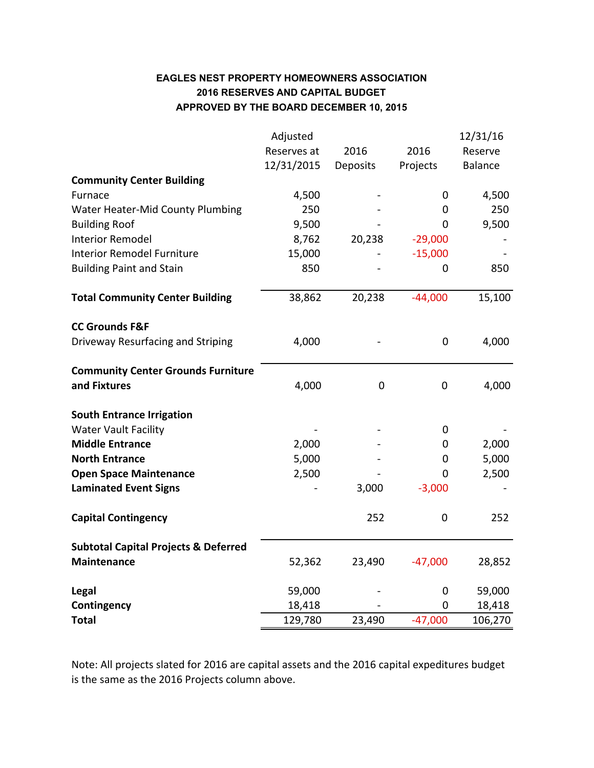**EAGLES NEST PROPERTY HOMEOWNERS ASSOCIATION**
**2016 RESERVES AND CAPITAL BUDGET**
**APPROVED BY THE BOARD DECEMBER 10, 2015**

| | Adjusted Reserves at 12/31/2015 | 2016 Deposits | 2016 Projects | 12/31/16 Reserve Balance |
|---|---|---|---|---|
| **Community Center Building** | | | | |
| Furnace | 4,500 | - | 0 | 4,500 |
| Water Heater-Mid County Plumbing | 250 | - | 0 | 250 |
| Building Roof | 9,500 | - | 0 | 9,500 |
| Interior Remodel | 8,762 | 20,238 | -29,000 | - |
| Interior Remodel Furniture | 15,000 | - | -15,000 | - |
| Building Paint and Stain | 850 | - | 0 | 850 |
| **Total Community Center Building** | 38,862 | 20,238 | -44,000 | 15,100 |
| **CC Grounds F&F** | | | | |
| Driveway Resurfacing and Striping | 4,000 | - | 0 | 4,000 |
| **Community Center Grounds Furniture and Fixtures** | 4,000 | 0 | 0 | 4,000 |
| **South Entrance Irrigation** | | | | |
| Water Vault Facility | - | - | 0 | - |
| **Middle Entrance** | 2,000 | - | 0 | 2,000 |
| **North Entrance** | 5,000 | - | 0 | 5,000 |
| **Open Space Maintenance** | 2,500 | - | 0 | 2,500 |
| **Laminated Event Signs** | - | 3,000 | -3,000 | - |
| **Capital Contingency** | | 252 | 0 | 252 |
| **Subtotal Capital Projects & Deferred Maintenance** | 52,362 | 23,490 | -47,000 | 28,852 |
| **Legal** | 59,000 | - | 0 | 59,000 |
| **Contingency** | 18,418 | - | 0 | 18,418 |
| **Total** | 129,780 | 23,490 | -47,000 | 106,270 |

Note: All projects slated for 2016 are capital assets and the 2016 capital expeditures budget is the same as the 2016 Projects column above.